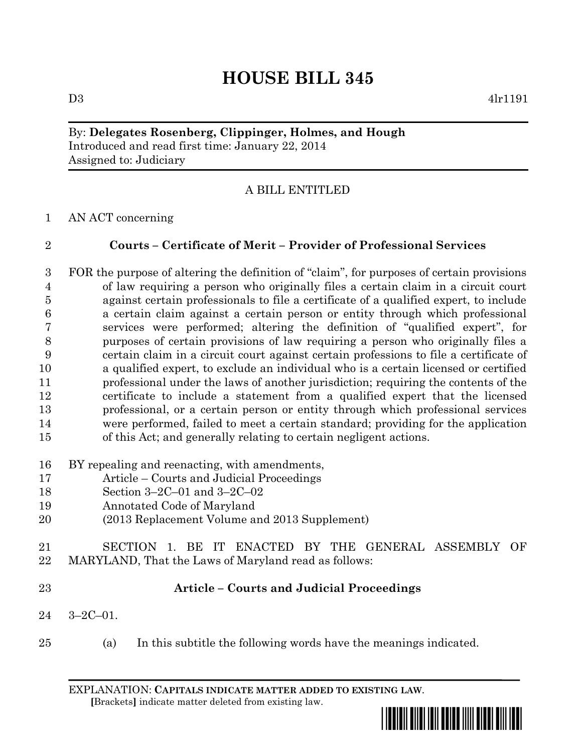# HOUSE BILL 345

D3 4lr1191

By: **Delegates Rosenberg, Clippinger, Holmes, and Hough**
Introduced and read first time: January 22, 2014
Assigned to: Judiciary

A BILL ENTITLED

1 AN ACT concerning

2 **Courts – Certificate of Merit – Provider of Professional Services**

3 FOR the purpose of altering the definition of "claim", for purposes of certain provisions
4 of law requiring a person who originally files a certain claim in a circuit court
5 against certain professionals to file a certificate of a qualified expert, to include
6 a certain claim against a certain person or entity through which professional
7 services were performed; altering the definition of "qualified expert", for
8 purposes of certain provisions of law requiring a person who originally files a
9 certain claim in a circuit court against certain professions to file a certificate of
10 a qualified expert, to exclude an individual who is a certain licensed or certified
11 professional under the laws of another jurisdiction; requiring the contents of the
12 certificate to include a statement from a qualified expert that the licensed
13 professional, or a certain person or entity through which professional services
14 were performed, failed to meet a certain standard; providing for the application
15 of this Act; and generally relating to certain negligent actions.

16 BY repealing and reenacting, with amendments,
17 Article – Courts and Judicial Proceedings
18 Section 3–2C–01 and 3–2C–02
19 Annotated Code of Maryland
20 (2013 Replacement Volume and 2013 Supplement)

21 SECTION 1. BE IT ENACTED BY THE GENERAL ASSEMBLY OF
22 MARYLAND, That the Laws of Maryland read as follows:

23 **Article – Courts and Judicial Proceedings**

24 3–2C–01.

25 (a) In this subtitle the following words have the meanings indicated.

EXPLANATION: **CAPITALS INDICATE MATTER ADDED TO EXISTING LAW.**
**[**Brackets**]** indicate matter deleted from existing law.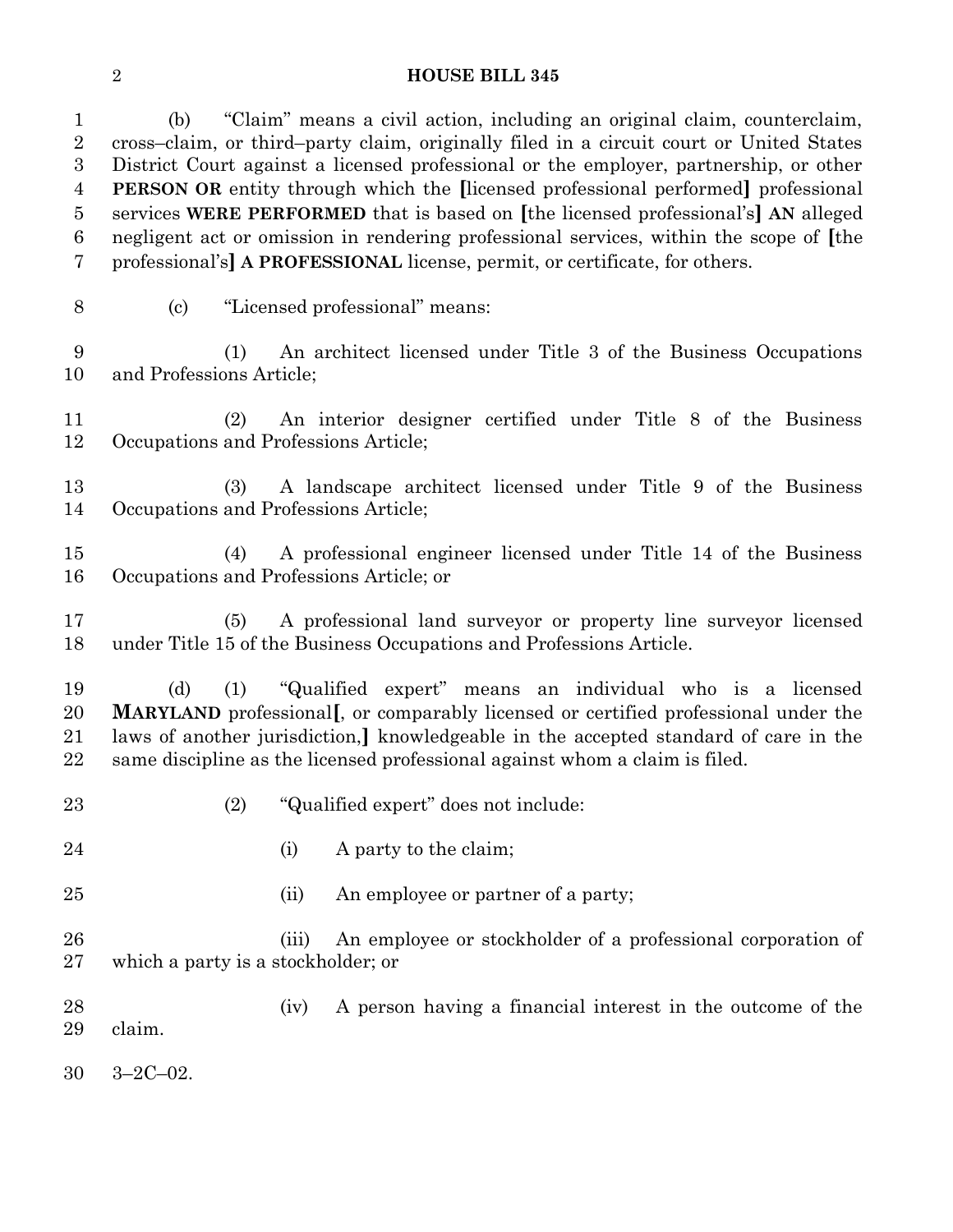(b) "Claim" means a civil action, including an original claim, counterclaim, cross–claim, or third–party claim, originally filed in a circuit court or United States District Court against a licensed professional or the employer, partnership, or other **PERSON OR** entity through which the **[**licensed professional performed**]** professional services **WERE PERFORMED** that is based on **[**the licensed professional's**]** **AN** alleged negligent act or omission in rendering professional services, within the scope of **[**the professional's**]** **A PROFESSIONAL** license, permit, or certificate, for others.

(c) "Licensed professional" means:

(1) An architect licensed under Title 3 of the Business Occupations and Professions Article;

(2) An interior designer certified under Title 8 of the Business Occupations and Professions Article;

(3) A landscape architect licensed under Title 9 of the Business Occupations and Professions Article;

(4) A professional engineer licensed under Title 14 of the Business Occupations and Professions Article; or

(5) A professional land surveyor or property line surveyor licensed under Title 15 of the Business Occupations and Professions Article.

(d) (1) "Qualified expert" means an individual who is a licensed **MARYLAND** professional**[**, or comparably licensed or certified professional under the laws of another jurisdiction,**]** knowledgeable in the accepted standard of care in the same discipline as the licensed professional against whom a claim is filed.

(2) "Qualified expert" does not include:

(i) A party to the claim;

(ii) An employee or partner of a party;

(iii) An employee or stockholder of a professional corporation of which a party is a stockholder; or

(iv) A person having a financial interest in the outcome of the claim.

3–2C–02.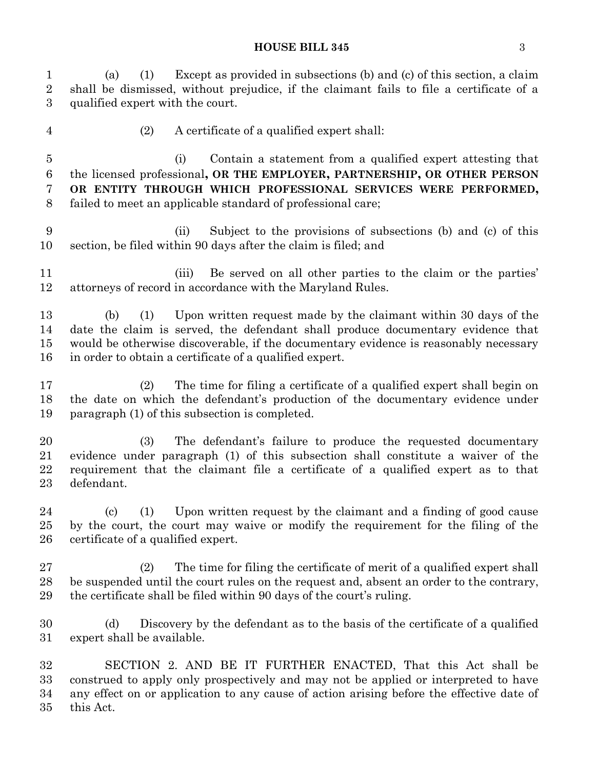(a) (1) Except as provided in subsections (b) and (c) of this section, a claim shall be dismissed, without prejudice, if the claimant fails to file a certificate of a qualified expert with the court.

(2) A certificate of a qualified expert shall:

(i) Contain a statement from a qualified expert attesting that the licensed professional**, OR THE EMPLOYER, PARTNERSHIP, OR OTHER PERSON OR ENTITY THROUGH WHICH PROFESSIONAL SERVICES WERE PERFORMED,** failed to meet an applicable standard of professional care;

(ii) Subject to the provisions of subsections (b) and (c) of this section, be filed within 90 days after the claim is filed; and

(iii) Be served on all other parties to the claim or the parties' attorneys of record in accordance with the Maryland Rules.

(b) (1) Upon written request made by the claimant within 30 days of the date the claim is served, the defendant shall produce documentary evidence that would be otherwise discoverable, if the documentary evidence is reasonably necessary in order to obtain a certificate of a qualified expert.

(2) The time for filing a certificate of a qualified expert shall begin on the date on which the defendant's production of the documentary evidence under paragraph (1) of this subsection is completed.

(3) The defendant's failure to produce the requested documentary evidence under paragraph (1) of this subsection shall constitute a waiver of the requirement that the claimant file a certificate of a qualified expert as to that defendant.

(c) (1) Upon written request by the claimant and a finding of good cause by the court, the court may waive or modify the requirement for the filing of the certificate of a qualified expert.

(2) The time for filing the certificate of merit of a qualified expert shall be suspended until the court rules on the request and, absent an order to the contrary, the certificate shall be filed within 90 days of the court's ruling.

(d) Discovery by the defendant as to the basis of the certificate of a qualified expert shall be available.

SECTION 2. AND BE IT FURTHER ENACTED, That this Act shall be construed to apply only prospectively and may not be applied or interpreted to have any effect on or application to any cause of action arising before the effective date of this Act.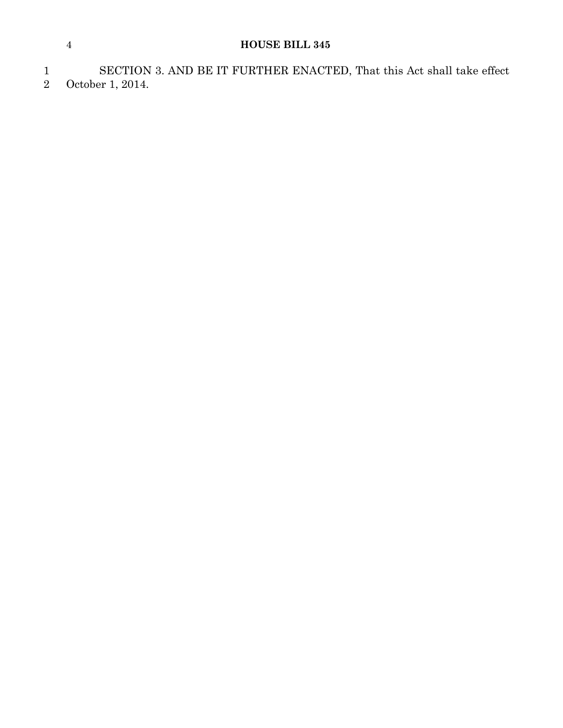SECTION 3. AND BE IT FURTHER ENACTED, That this Act shall take effect October 1, 2014.